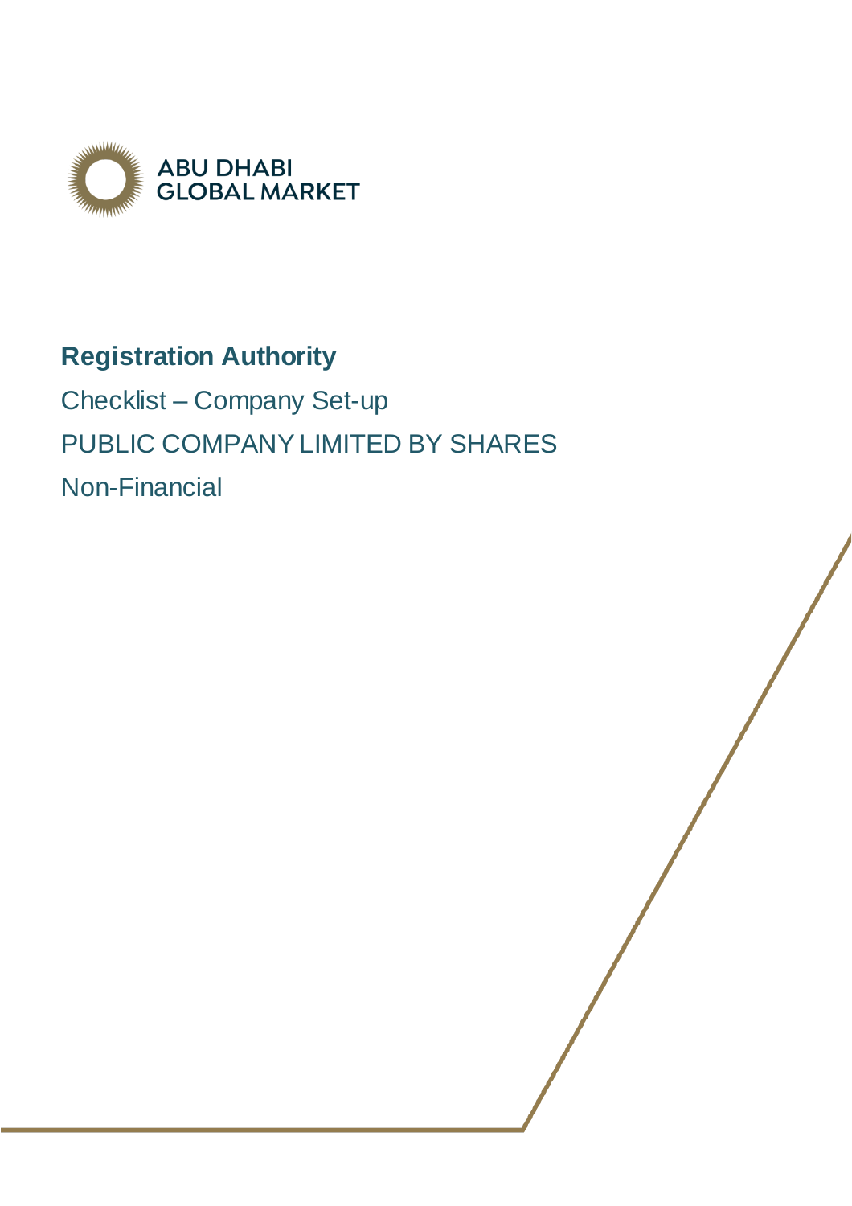ABU DHABI GLOBAL MARKET

# Registration Authority

Checklist – Company Set-up

PUBLIC COMPANY LIMITED BY SHARES

Non-Financial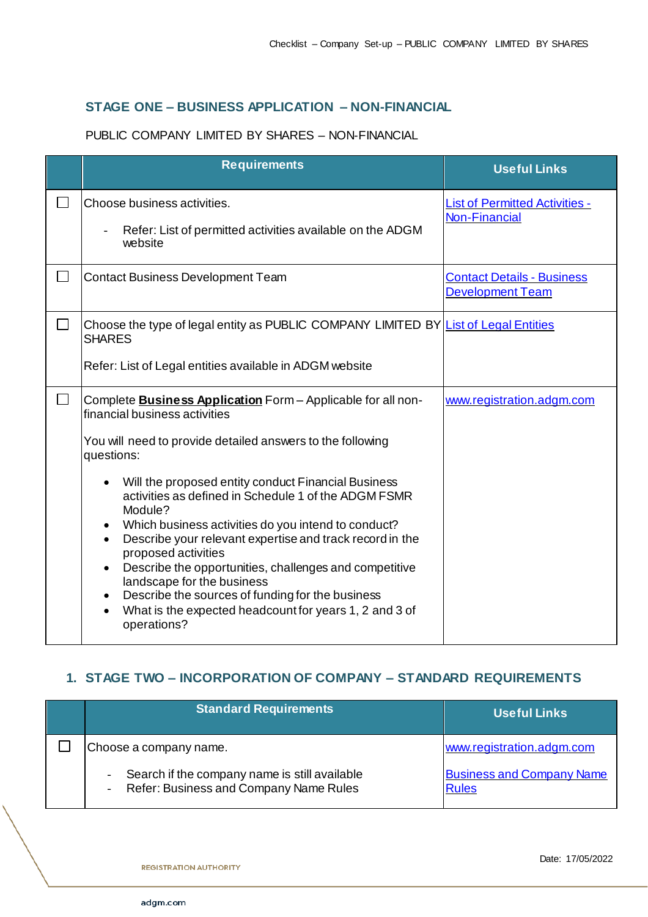## STAGE ONE – BUSINESS APPLICATION – NON-FINANCIAL

PUBLIC COMPANY LIMITED BY SHARES – NON-FINANCIAL

| | Requirements | Useful Links |
|---|---|---|
| ☐ | Choose business activities.<br><br>- Refer: List of permitted activities available on the ADGM website | List of Permitted Activities - Non-Financial |
| ☐ | Contact Business Development Team | Contact Details - Business Development Team |
| ☐ | Choose the type of legal entity as PUBLIC COMPANY LIMITED BY SHARES<br><br>Refer: List of Legal entities available in ADGM website | List of Legal Entities |
| ☐ | Complete **Business Application** Form – Applicable for all non-financial business activities<br><br>You will need to provide detailed answers to the following questions:<br><br>• Will the proposed entity conduct Financial Business activities as defined in Schedule 1 of the ADGM FSMR Module?<br>• Which business activities do you intend to conduct?<br>• Describe your relevant expertise and track record in the proposed activities<br>• Describe the opportunities, challenges and competitive landscape for the business<br>• Describe the sources of funding for the business<br>• What is the expected headcount for years 1, 2 and 3 of operations? | www.registration.adgm.com |

## 1. STAGE TWO – INCORPORATION OF COMPANY – STANDARD REQUIREMENTS

| | Standard Requirements | Useful Links |
|---|---|---|
| ☐ | Choose a company name.<br><br>- Search if the company name is still available<br>- Refer: Business and Company Name Rules | www.registration.adgm.com<br><br>Business and Company Name Rules |

Date: 17/05/2022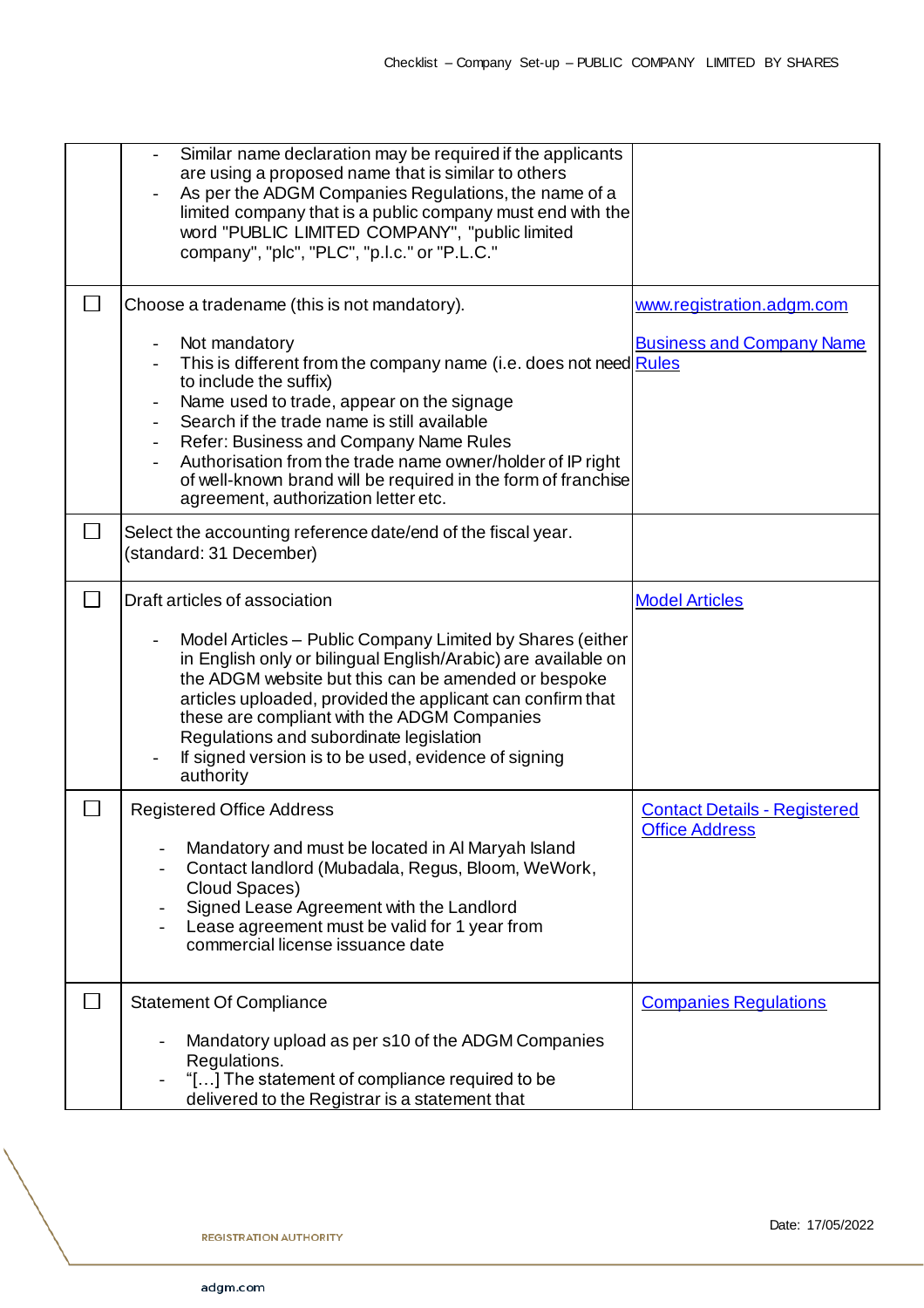| | | |
|---|---|---|
| | - Similar name declaration may be required if the applicants are using a proposed name that is similar to others<br>- As per the ADGM Companies Regulations, the name of a limited company that is a public company must end with the word "PUBLIC LIMITED COMPANY", "public limited company", "plc", "PLC", "p.l.c." or "P.L.C." | |
| ☐ | Choose a tradename (this is not mandatory).<br><br>- Not mandatory<br>- This is different from the company name (i.e. does not need to include the suffix)<br>- Name used to trade, appear on the signage<br>- Search if the trade name is still available<br>- Refer: Business and Company Name Rules<br>- Authorisation from the trade name owner/holder of IP right of well-known brand will be required in the form of franchise agreement, authorization letter etc. | www.registration.adgm.com<br><br>Business and Company Name Rules |
| ☐ | Select the accounting reference date/end of the fiscal year. (standard: 31 December) | |
| ☐ | Draft articles of association<br><br>- Model Articles – Public Company Limited by Shares (either in English only or bilingual English/Arabic) are available on the ADGM website but this can be amended or bespoke articles uploaded, provided the applicant can confirm that these are compliant with the ADGM Companies Regulations and subordinate legislation<br>- If signed version is to be used, evidence of signing authority | Model Articles |
| ☐ | Registered Office Address<br><br>- Mandatory and must be located in Al Maryah Island<br>- Contact landlord (Mubadala, Regus, Bloom, WeWork, Cloud Spaces)<br>- Signed Lease Agreement with the Landlord<br>- Lease agreement must be valid for 1 year from commercial license issuance date | Contact Details - Registered Office Address |
| ☐ | Statement Of Compliance<br><br>- Mandatory upload as per s10 of the ADGM Companies Regulations.<br>- "[…] The statement of compliance required to be delivered to the Registrar is a statement that | Companies Regulations |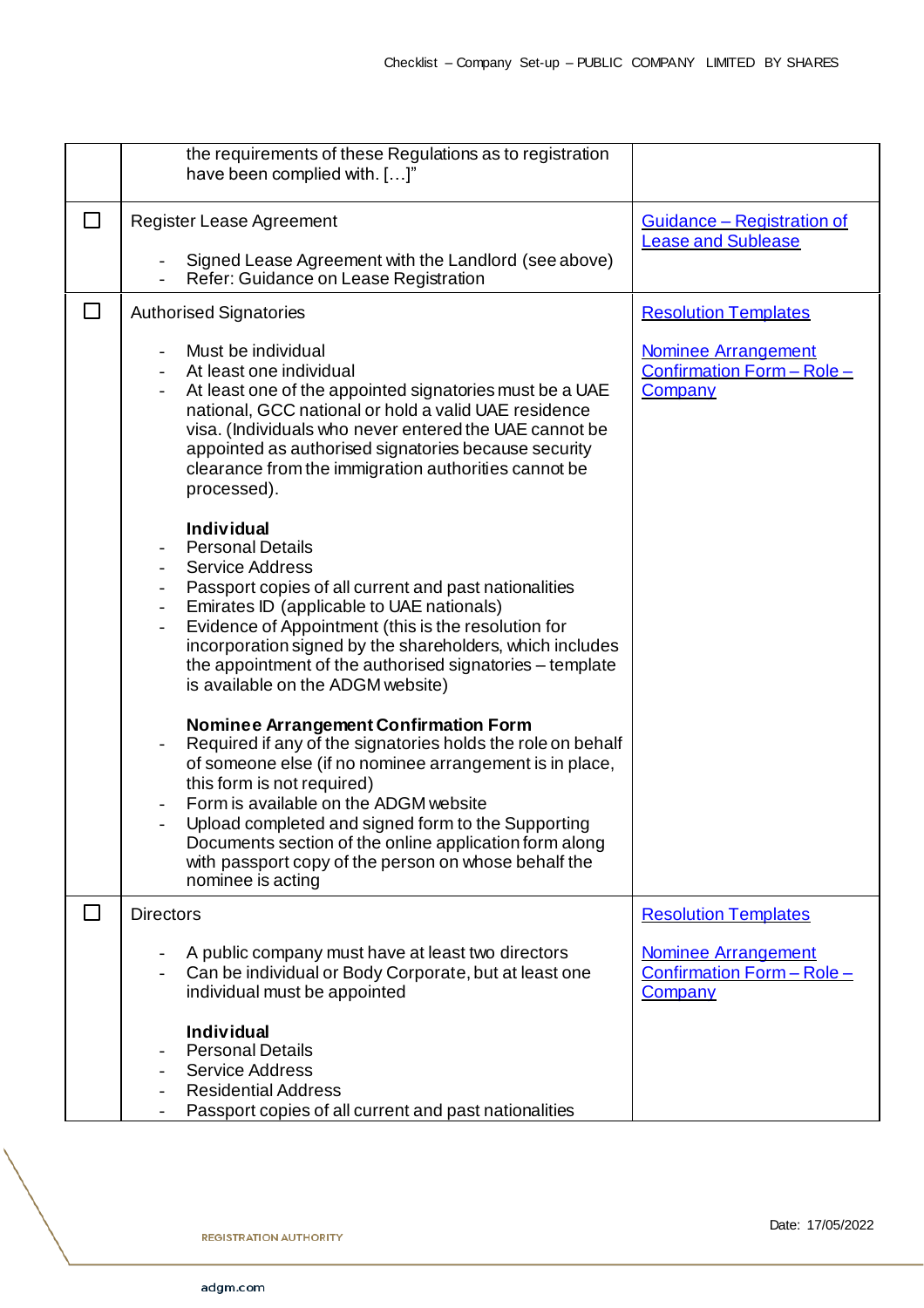| | | |
|---|---|---|
| | the requirements of these Regulations as to registration have been complied with. […]" | |
| ☐ | Register Lease Agreement<br><br>- Signed Lease Agreement with the Landlord (see above)<br>- Refer: Guidance on Lease Registration | Guidance – Registration of Lease and Sublease |
| ☐ | Authorised Signatories<br><br>- Must be individual<br>- At least one individual<br>- At least one of the appointed signatories must be a UAE national, GCC national or hold a valid UAE residence visa. (Individuals who never entered the UAE cannot be appointed as authorised signatories because security clearance from the immigration authorities cannot be processed).<br><br>**Individual**<br>- Personal Details<br>- Service Address<br>- Passport copies of all current and past nationalities<br>- Emirates ID (applicable to UAE nationals)<br>- Evidence of Appointment (this is the resolution for incorporation signed by the shareholders, which includes the appointment of the authorised signatories – template is available on the ADGM website)<br><br>**Nominee Arrangement Confirmation Form**<br>- Required if any of the signatories holds the role on behalf of someone else (if no nominee arrangement is in place, this form is not required)<br>- Form is available on the ADGM website<br>- Upload completed and signed form to the Supporting Documents section of the online application form along with passport copy of the person on whose behalf the nominee is acting | Resolution Templates<br><br>Nominee Arrangement Confirmation Form – Role – Company |
| ☐ | Directors<br><br>- A public company must have at least two directors<br>- Can be individual or Body Corporate, but at least one individual must be appointed<br><br>**Individual**<br>- Personal Details<br>- Service Address<br>- Residential Address<br>- Passport copies of all current and past nationalities | Resolution Templates<br><br>Nominee Arrangement Confirmation Form – Role – Company |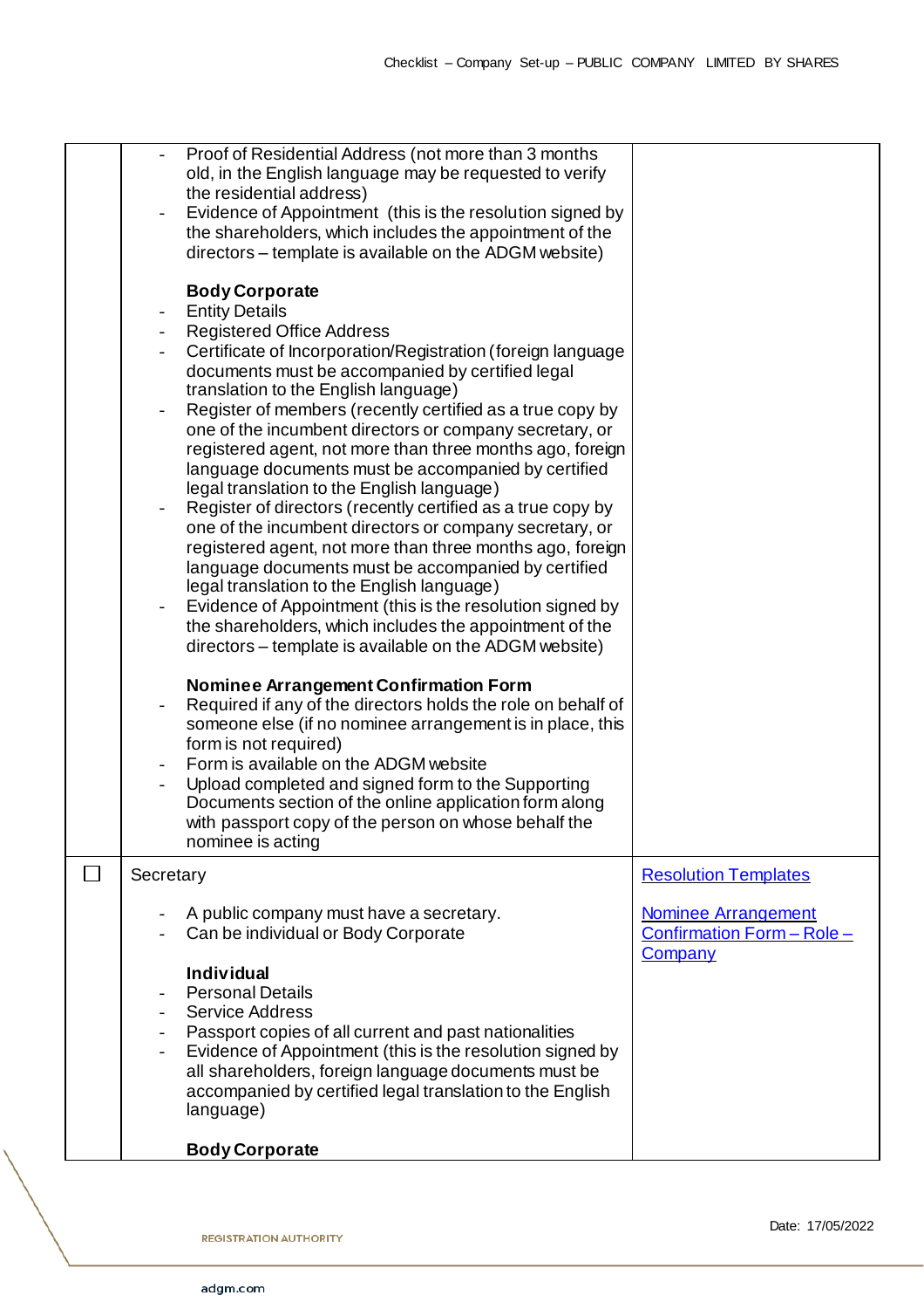| | | |
|---|---|---|
| | - Proof of Residential Address (not more than 3 months old, in the English language may be requested to verify the residential address)<br>- Evidence of Appointment (this is the resolution signed by the shareholders, which includes the appointment of the directors – template is available on the ADGM website)<br><br>**Body Corporate**<br>- Entity Details<br>- Registered Office Address<br>- Certificate of Incorporation/Registration (foreign language documents must be accompanied by certified legal translation to the English language)<br>- Register of members (recently certified as a true copy by one of the incumbent directors or company secretary, or registered agent, not more than three months ago, foreign language documents must be accompanied by certified legal translation to the English language)<br>- Register of directors (recently certified as a true copy by one of the incumbent directors or company secretary, or registered agent, not more than three months ago, foreign language documents must be accompanied by certified legal translation to the English language)<br>- Evidence of Appointment (this is the resolution signed by the shareholders, which includes the appointment of the directors – template is available on the ADGM website)<br><br>**Nominee Arrangement Confirmation Form**<br>- Required if any of the directors holds the role on behalf of someone else (if no nominee arrangement is in place, this form is not required)<br>- Form is available on the ADGM website<br>- Upload completed and signed form to the Supporting Documents section of the online application form along with passport copy of the person on whose behalf the nominee is acting | |
| ☐ | Secretary<br><br>- A public company must have a secretary.<br>- Can be individual or Body Corporate<br><br>**Individual**<br>- Personal Details<br>- Service Address<br>- Passport copies of all current and past nationalities<br>- Evidence of Appointment (this is the resolution signed by all shareholders, foreign language documents must be accompanied by certified legal translation to the English language)<br><br>**Body Corporate** | Resolution Templates<br><br>Nominee Arrangement Confirmation Form – Role – Company |

Date: 17/05/2022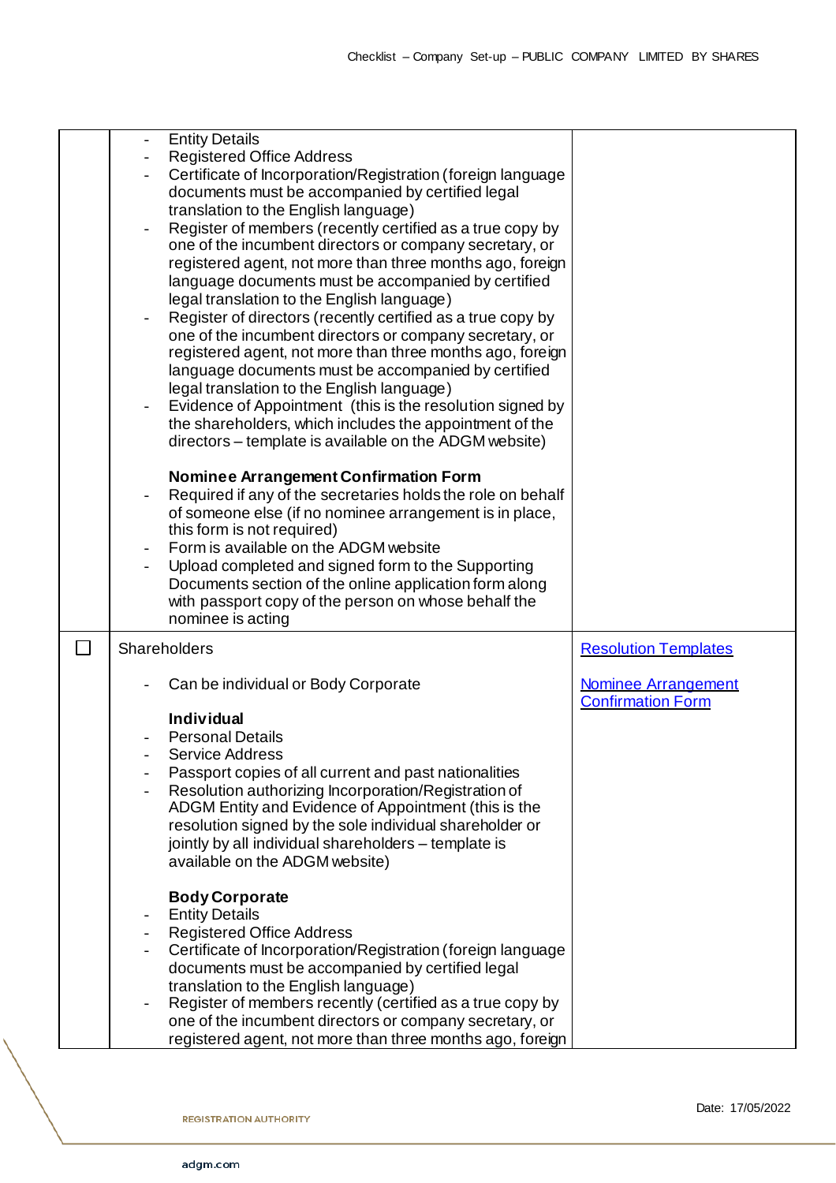| | | |
|---|---|---|
| | - Entity Details<br>- Registered Office Address<br>- Certificate of Incorporation/Registration (foreign language documents must be accompanied by certified legal translation to the English language)<br>- Register of members (recently certified as a true copy by one of the incumbent directors or company secretary, or registered agent, not more than three months ago, foreign language documents must be accompanied by certified legal translation to the English language)<br>- Register of directors (recently certified as a true copy by one of the incumbent directors or company secretary, or registered agent, not more than three months ago, foreign language documents must be accompanied by certified legal translation to the English language)<br>- Evidence of Appointment (this is the resolution signed by the shareholders, which includes the appointment of the directors – template is available on the ADGM website)<br><br>**Nominee Arrangement Confirmation Form**<br>- Required if any of the secretaries holds the role on behalf of someone else (if no nominee arrangement is in place, this form is not required)<br>- Form is available on the ADGM website<br>- Upload completed and signed form to the Supporting Documents section of the online application form along with passport copy of the person on whose behalf the nominee is acting | |
| ☐ | Shareholders<br><br>- Can be individual or Body Corporate<br><br>**Individual**<br>- Personal Details<br>- Service Address<br>- Passport copies of all current and past nationalities<br>- Resolution authorizing Incorporation/Registration of ADGM Entity and Evidence of Appointment (this is the resolution signed by the sole individual shareholder or jointly by all individual shareholders – template is available on the ADGM website)<br><br>**Body Corporate**<br>- Entity Details<br>- Registered Office Address<br>- Certificate of Incorporation/Registration (foreign language documents must be accompanied by certified legal translation to the English language)<br>- Register of members recently (certified as a true copy by one of the incumbent directors or company secretary, or registered agent, not more than three months ago, foreign | Resolution Templates<br><br>Nominee Arrangement Confirmation Form |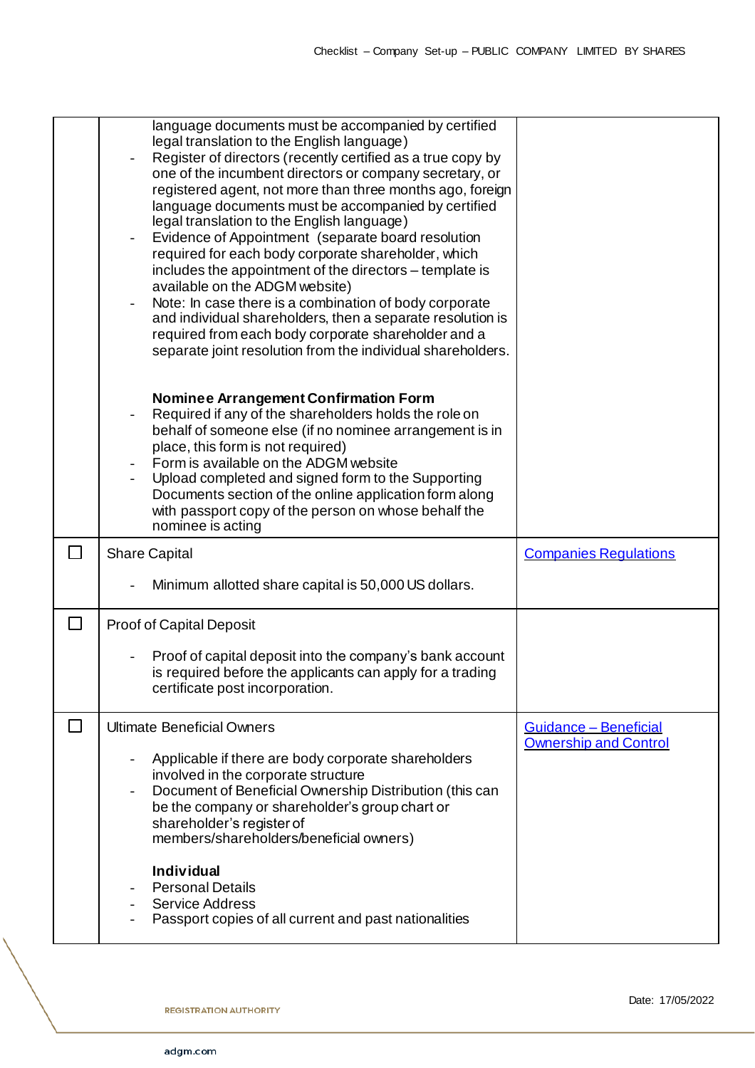| | | |
|---|---|---|
| | language documents must be accompanied by certified legal translation to the English language)<br>- Register of directors (recently certified as a true copy by one of the incumbent directors or company secretary, or registered agent, not more than three months ago, foreign language documents must be accompanied by certified legal translation to the English language)<br>- Evidence of Appointment (separate board resolution required for each body corporate shareholder, which includes the appointment of the directors – template is available on the ADGM website)<br>- Note: In case there is a combination of body corporate and individual shareholders, then a separate resolution is required from each body corporate shareholder and a separate joint resolution from the individual shareholders.<br><br>**Nominee Arrangement Confirmation Form**<br>- Required if any of the shareholders holds the role on behalf of someone else (if no nominee arrangement is in place, this form is not required)<br>- Form is available on the ADGM website<br>- Upload completed and signed form to the Supporting Documents section of the online application form along with passport copy of the person on whose behalf the nominee is acting | |
| ☐ | Share Capital<br><br>- Minimum allotted share capital is 50,000 US dollars. | Companies Regulations |
| ☐ | Proof of Capital Deposit<br><br>- Proof of capital deposit into the company's bank account is required before the applicants can apply for a trading certificate post incorporation. | |
| ☐ | Ultimate Beneficial Owners<br><br>- Applicable if there are body corporate shareholders involved in the corporate structure<br>- Document of Beneficial Ownership Distribution (this can be the company or shareholder's group chart or shareholder's register of members/shareholders/beneficial owners)<br><br>**Individual**<br>- Personal Details<br>- Service Address<br>- Passport copies of all current and past nationalities | Guidance – Beneficial Ownership and Control |

Date: 17/05/2022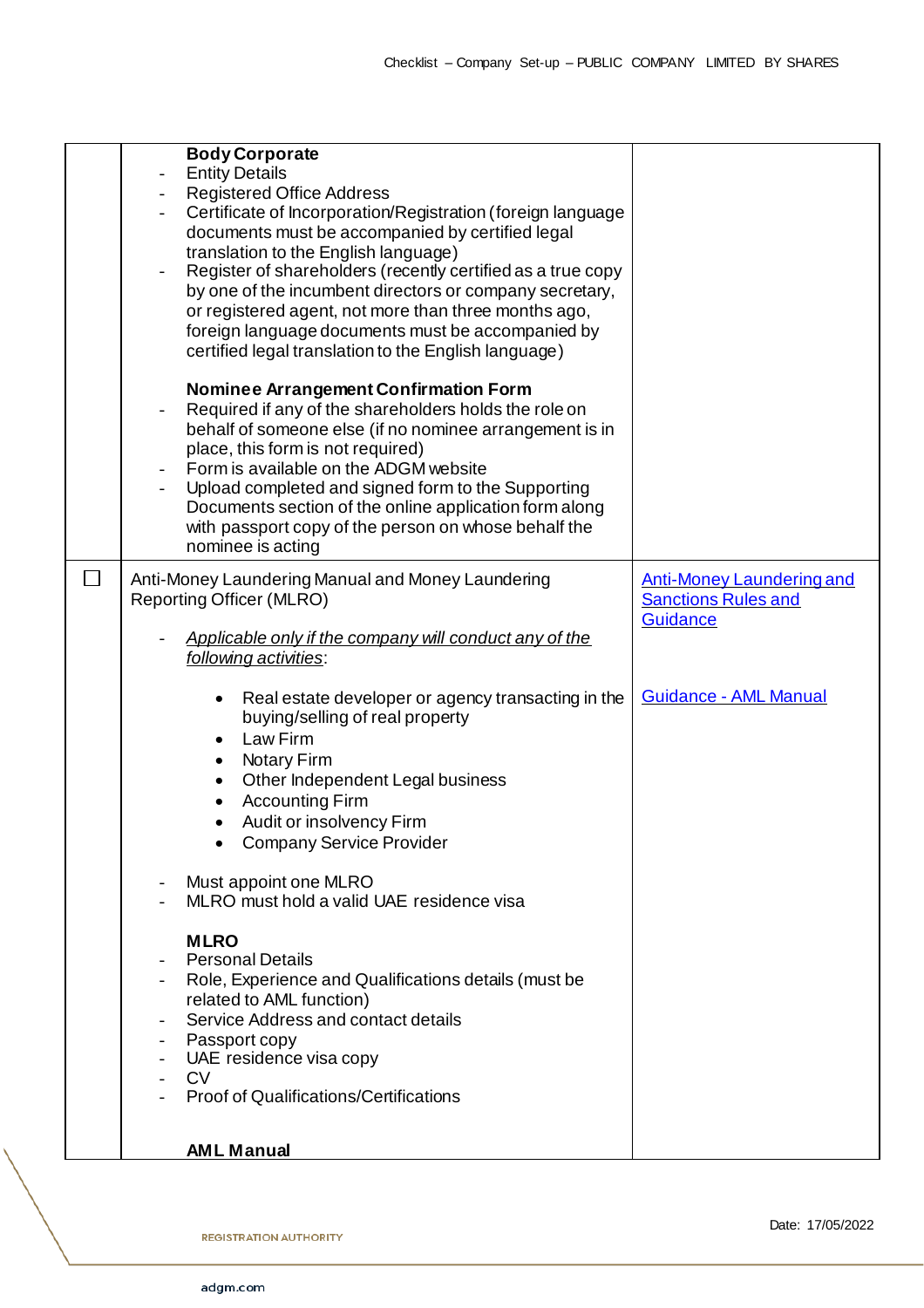| | | |
|---|---|---|
| | **Body Corporate**<br>- Entity Details<br>- Registered Office Address<br>- Certificate of Incorporation/Registration (foreign language documents must be accompanied by certified legal translation to the English language)<br>- Register of shareholders (recently certified as a true copy by one of the incumbent directors or company secretary, or registered agent, not more than three months ago, foreign language documents must be accompanied by certified legal translation to the English language)<br><br>**Nominee Arrangement Confirmation Form**<br>- Required if any of the shareholders holds the role on behalf of someone else (if no nominee arrangement is in place, this form is not required)<br>- Form is available on the ADGM website<br>- Upload completed and signed form to the Supporting Documents section of the online application form along with passport copy of the person on whose behalf the nominee is acting | |
| ☐ | Anti-Money Laundering Manual and Money Laundering Reporting Officer (MLRO)<br><br>- *Applicable only if the company will conduct any of the following activities*:<br><br>• Real estate developer or agency transacting in the buying/selling of real property<br>• Law Firm<br>• Notary Firm<br>• Other Independent Legal business<br>• Accounting Firm<br>• Audit or insolvency Firm<br>• Company Service Provider<br><br>- Must appoint one MLRO<br>- MLRO must hold a valid UAE residence visa<br><br>**MLRO**<br>- Personal Details<br>- Role, Experience and Qualifications details (must be related to AML function)<br>- Service Address and contact details<br>- Passport copy<br>- UAE residence visa copy<br>- CV<br>- Proof of Qualifications/Certifications<br><br>**AML Manual** | Anti-Money Laundering and Sanctions Rules and Guidance<br><br>Guidance - AML Manual |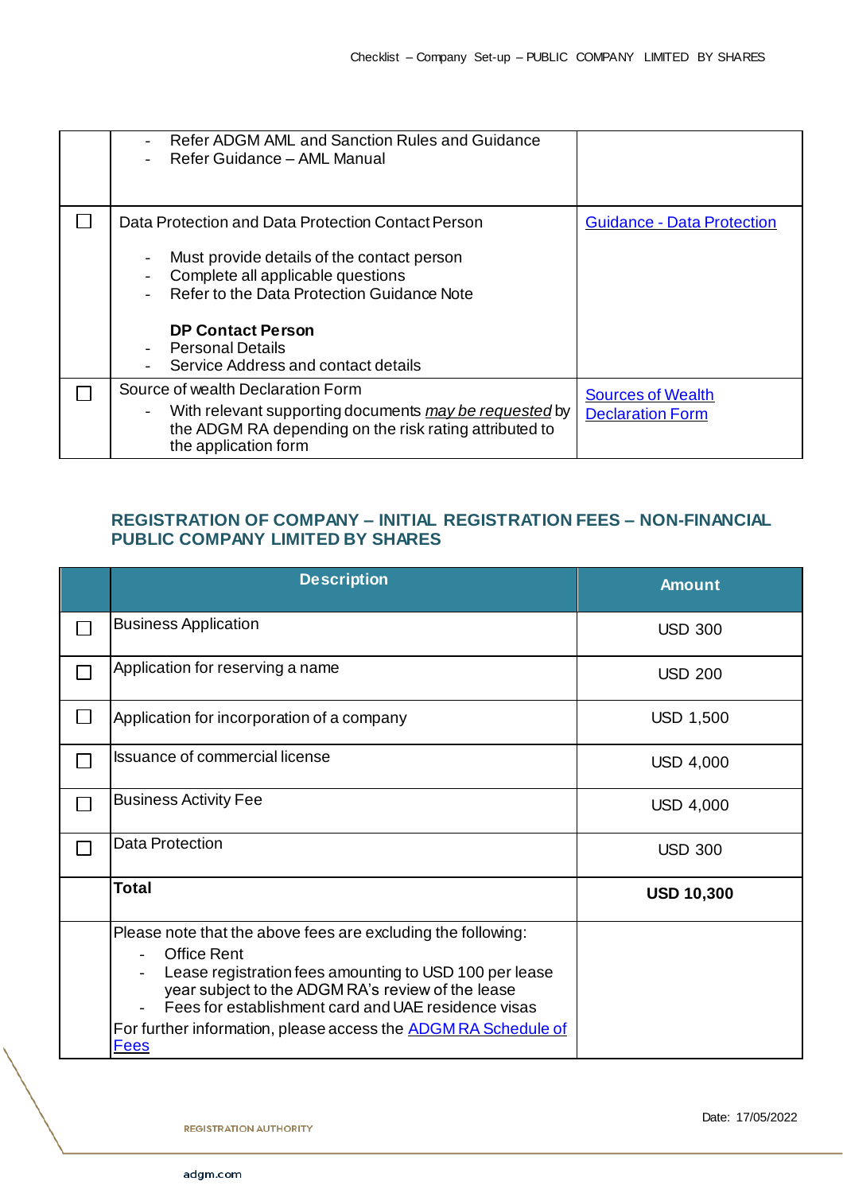| | | |
|---|---|---|
| | - Refer ADGM AML and Sanction Rules and Guidance<br>- Refer Guidance – AML Manual | |
| ☐ | Data Protection and Data Protection Contact Person<br><br>- Must provide details of the contact person<br>- Complete all applicable questions<br>- Refer to the Data Protection Guidance Note<br><br>**DP Contact Person**<br>- Personal Details<br>- Service Address and contact details | [Guidance - Data Protection]() |
| ☐ | Source of wealth Declaration Form<br>- With relevant supporting documents *may be requested* by the ADGM RA depending on the risk rating attributed to the application form | [Sources of Wealth Declaration Form]() |

## REGISTRATION OF COMPANY – INITIAL REGISTRATION FEES – NON-FINANCIAL PUBLIC COMPANY LIMITED BY SHARES

| | Description | Amount |
|---|---|---|
| ☐ | Business Application | USD 300 |
| ☐ | Application for reserving a name | USD 200 |
| ☐ | Application for incorporation of a company | USD 1,500 |
| ☐ | Issuance of commercial license | USD 4,000 |
| ☐ | Business Activity Fee | USD 4,000 |
| ☐ | Data Protection | USD 300 |
| | **Total** | **USD 10,300** |
| | Please note that the above fees are excluding the following:<br>- Office Rent<br>- Lease registration fees amounting to USD 100 per lease year subject to the ADGM RA's review of the lease<br>- Fees for establishment card and UAE residence visas<br>For further information, please access the [ADGM RA Schedule of Fees]() | |

Date: 17/05/2022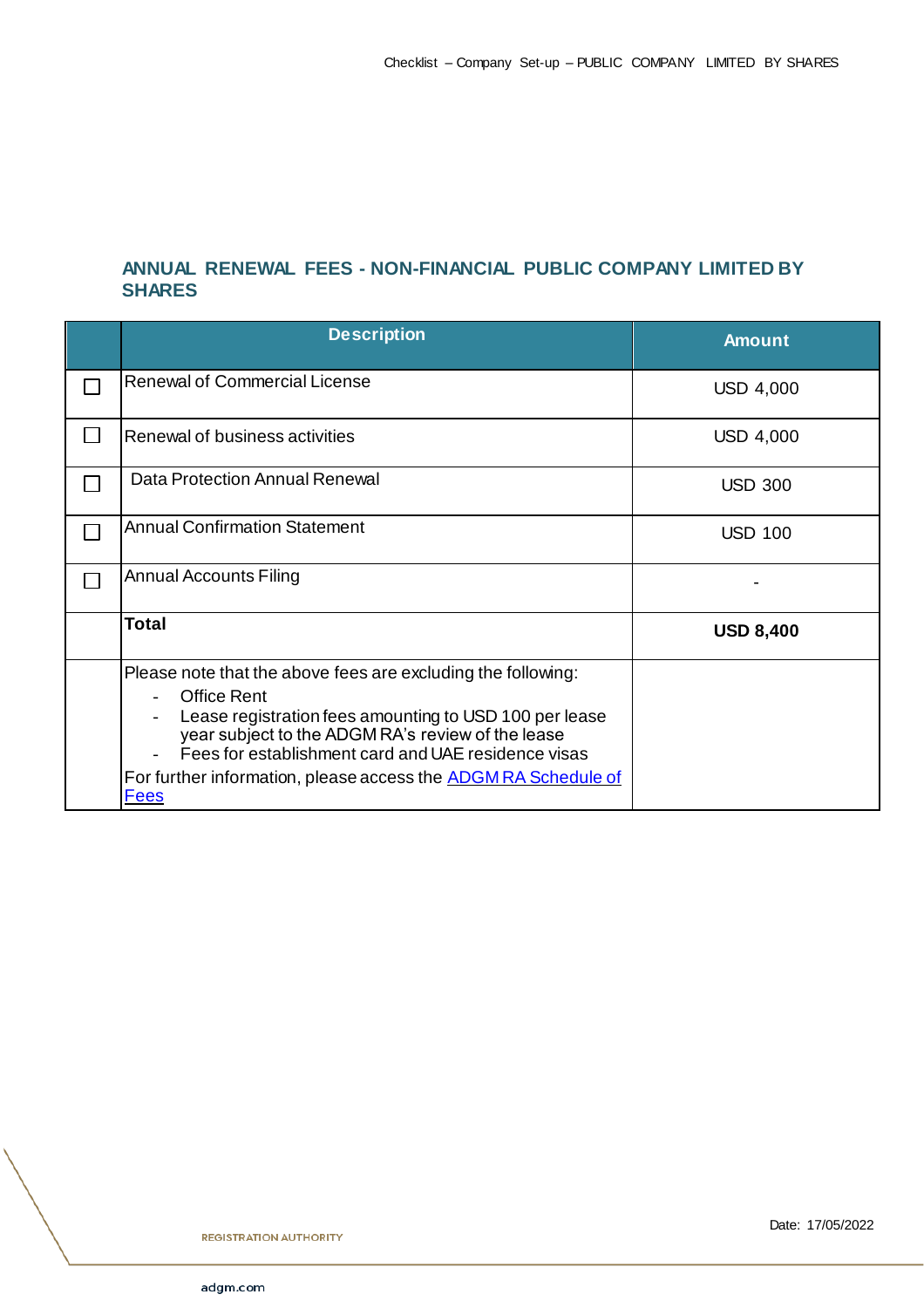## ANNUAL RENEWAL FEES - NON-FINANCIAL PUBLIC COMPANY LIMITED BY SHARES

| | Description | Amount |
|---|---|---|
| ☐ | Renewal of Commercial License | USD 4,000 |
| ☐ | Renewal of business activities | USD 4,000 |
| ☐ | Data Protection Annual Renewal | USD 300 |
| ☐ | Annual Confirmation Statement | USD 100 |
| ☐ | Annual Accounts Filing | - |
| | **Total** | **USD 8,400** |
| | Please note that the above fees are excluding the following:<br>- Office Rent<br>- Lease registration fees amounting to USD 100 per lease year subject to the ADGM RA's review of the lease<br>- Fees for establishment card and UAE residence visas<br>For further information, please access the ADGM RA Schedule of Fees | |

Date: 17/05/2022